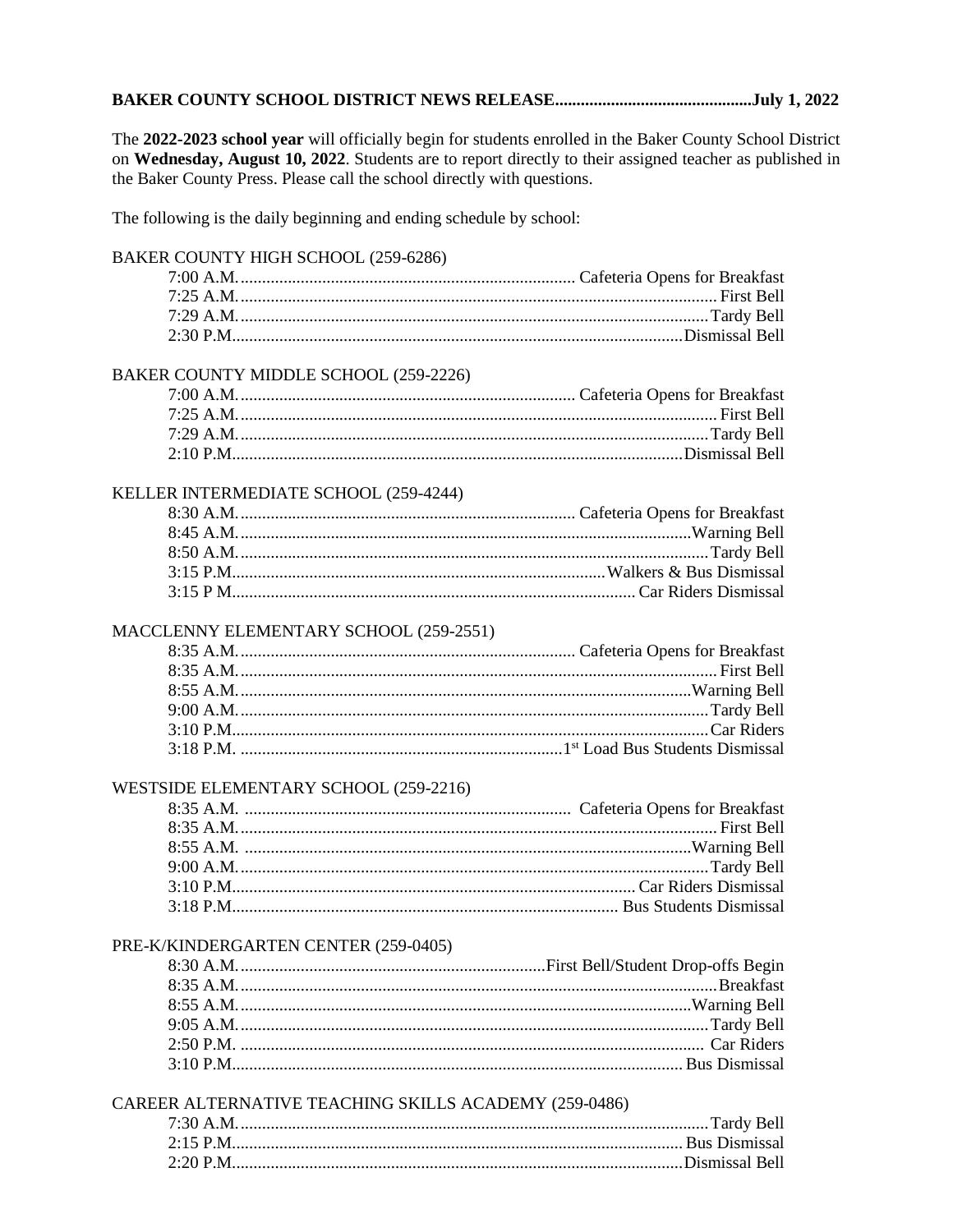**BAKER COUNTY SCHOOL DISTRICT NEWS RELEASE..............................................July 1, 2022**

The **2022-2023 school year** will officially begin for students enrolled in the Baker County School District on **Wednesday, August 10, 2022**. Students are to report directly to their assigned teacher as published in the Baker County Press. Please call the school directly with questions.

The following is the daily beginning and ending schedule by school:

BAKER COUNTY HIGH SCHOOL (259-6286)

| Time | Event |
|---|---|
| 7:00 A.M. | Cafeteria Opens for Breakfast |
| 7:25 A.M. | First Bell |
| 7:29 A.M. | Tardy Bell |
| 2:30 P.M. | Dismissal Bell |

BAKER COUNTY MIDDLE SCHOOL (259-2226)

| Time | Event |
|---|---|
| 7:00 A.M. | Cafeteria Opens for Breakfast |
| 7:25 A.M. | First Bell |
| 7:29 A.M. | Tardy Bell |
| 2:10 P.M. | Dismissal Bell |

KELLER INTERMEDIATE SCHOOL (259-4244)

| Time | Event |
|---|---|
| 8:30 A.M. | Cafeteria Opens for Breakfast |
| 8:45 A.M. | Warning Bell |
| 8:50 A.M. | Tardy Bell |
| 3:15 P.M. | Walkers & Bus Dismissal |
| 3:15 P M. | Car Riders Dismissal |

MACCLENNY ELEMENTARY SCHOOL (259-2551)

| Time | Event |
|---|---|
| 8:35 A.M. | Cafeteria Opens for Breakfast |
| 8:35 A.M. | First Bell |
| 8:55 A.M. | Warning Bell |
| 9:00 A.M. | Tardy Bell |
| 3:10 P.M. | Car Riders |
| 3:18 P.M. | 1st Load Bus Students Dismissal |

WESTSIDE ELEMENTARY SCHOOL (259-2216)

| Time | Event |
|---|---|
| 8:35 A.M. | Cafeteria Opens for Breakfast |
| 8:35 A.M. | First Bell |
| 8:55 A.M. | Warning Bell |
| 9:00 A.M. | Tardy Bell |
| 3:10 P.M. | Car Riders Dismissal |
| 3:18 P.M. | Bus Students Dismissal |

PRE-K/KINDERGARTEN CENTER (259-0405)

| Time | Event |
|---|---|
| 8:30 A.M. | First Bell/Student Drop-offs Begin |
| 8:35 A.M. | Breakfast |
| 8:55 A.M. | Warning Bell |
| 9:05 A.M. | Tardy Bell |
| 2:50 P.M. | Car Riders |
| 3:10 P.M. | Bus Dismissal |

CAREER ALTERNATIVE TEACHING SKILLS ACADEMY (259-0486)

| Time | Event |
|---|---|
| 7:30 A.M. | Tardy Bell |
| 2:15 P.M. | Bus Dismissal |
| 2:20 P.M. | Dismissal Bell |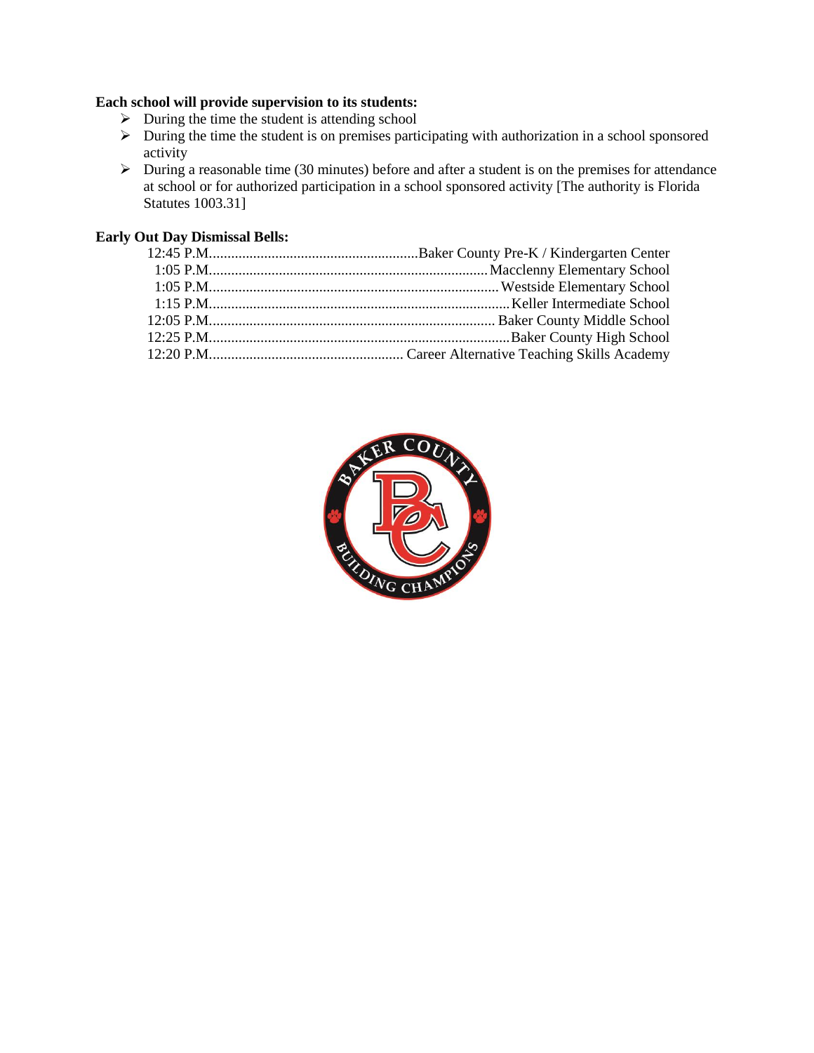**Each school will provide supervision to its students:**

- During the time the student is attending school
- During the time the student is on premises participating with authorization in a school sponsored activity
- During a reasonable time (30 minutes) before and after a student is on the premises for attendance at school or for authorized participation in a school sponsored activity [The authority is Florida Statutes 1003.31]

**Early Out Day Dismissal Bells:**

12:45 P.M.........................................................Baker County Pre-K / Kindergarten Center
1:05 P.M...........................................................................Macclenny Elementary School
1:05 P.M..............................................................................Westside Elementary School
1:15 P.M.................................................................................Keller Intermediate School
12:05 P.M............................................................................. Baker County Middle School
12:25 P.M.................................................................................Baker County High School
12:20 P.M..................................................... Career Alternative Teaching Skills Academy